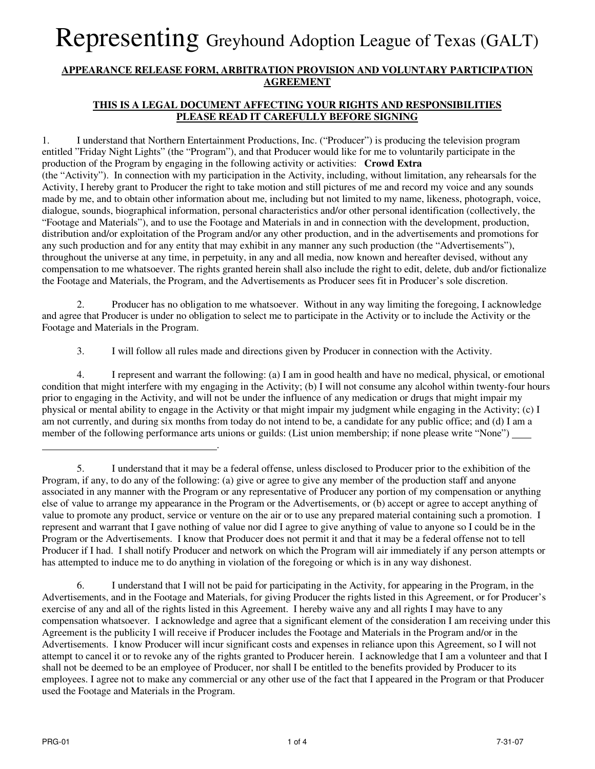# Representing Greyhound Adoption League of Texas (GALT)

**APPEARANCE RELEASE FORM, ARBITRATION PROVISION AND VOLUNTARY PARTICIPATION AGREEMENT**

**THIS IS A LEGAL DOCUMENT AFFECTING YOUR RIGHTS AND RESPONSIBILITIES PLEASE READ IT CAREFULLY BEFORE SIGNING**

1. I understand that Northern Entertainment Productions, Inc. ("Producer") is producing the television program entitled "Friday Night Lights" (the "Program"), and that Producer would like for me to voluntarily participate in the production of the Program by engaging in the following activity or activities: **Crowd Extra** (the "Activity"). In connection with my participation in the Activity, including, without limitation, any rehearsals for the Activity, I hereby grant to Producer the right to take motion and still pictures of me and record my voice and any sounds made by me, and to obtain other information about me, including but not limited to my name, likeness, photograph, voice, dialogue, sounds, biographical information, personal characteristics and/or other personal identification (collectively, the "Footage and Materials"), and to use the Footage and Materials in and in connection with the development, production, distribution and/or exploitation of the Program and/or any other production, and in the advertisements and promotions for any such production and for any entity that may exhibit in any manner any such production (the "Advertisements"), throughout the universe at any time, in perpetuity, in any and all media, now known and hereafter devised, without any compensation to me whatsoever. The rights granted herein shall also include the right to edit, delete, dub and/or fictionalize the Footage and Materials, the Program, and the Advertisements as Producer sees fit in Producer's sole discretion.

2. Producer has no obligation to me whatsoever. Without in any way limiting the foregoing, I acknowledge and agree that Producer is under no obligation to select me to participate in the Activity or to include the Activity or the Footage and Materials in the Program.

3. I will follow all rules made and directions given by Producer in connection with the Activity.

4. I represent and warrant the following: (a) I am in good health and have no medical, physical, or emotional condition that might interfere with my engaging in the Activity; (b) I will not consume any alcohol within twenty-four hours prior to engaging in the Activity, and will not be under the influence of any medication or drugs that might impair my physical or mental ability to engage in the Activity or that might impair my judgment while engaging in the Activity; (c) I am not currently, and during six months from today do not intend to be, a candidate for any public office; and (d) I am a member of the following performance arts unions or guilds: (List union membership; if none please write "None") ____ ________________________________.

5. I understand that it may be a federal offense, unless disclosed to Producer prior to the exhibition of the Program, if any, to do any of the following: (a) give or agree to give any member of the production staff and anyone associated in any manner with the Program or any representative of Producer any portion of my compensation or anything else of value to arrange my appearance in the Program or the Advertisements, or (b) accept or agree to accept anything of value to promote any product, service or venture on the air or to use any prepared material containing such a promotion. I represent and warrant that I gave nothing of value nor did I agree to give anything of value to anyone so I could be in the Program or the Advertisements. I know that Producer does not permit it and that it may be a federal offense not to tell Producer if I had. I shall notify Producer and network on which the Program will air immediately if any person attempts or has attempted to induce me to do anything in violation of the foregoing or which is in any way dishonest.

6. I understand that I will not be paid for participating in the Activity, for appearing in the Program, in the Advertisements, and in the Footage and Materials, for giving Producer the rights listed in this Agreement, or for Producer's exercise of any and all of the rights listed in this Agreement. I hereby waive any and all rights I may have to any compensation whatsoever. I acknowledge and agree that a significant element of the consideration I am receiving under this Agreement is the publicity I will receive if Producer includes the Footage and Materials in the Program and/or in the Advertisements. I know Producer will incur significant costs and expenses in reliance upon this Agreement, so I will not attempt to cancel it or to revoke any of the rights granted to Producer herein. I acknowledge that I am a volunteer and that I shall not be deemed to be an employee of Producer, nor shall I be entitled to the benefits provided by Producer to its employees. I agree not to make any commercial or any other use of the fact that I appeared in the Program or that Producer used the Footage and Materials in the Program.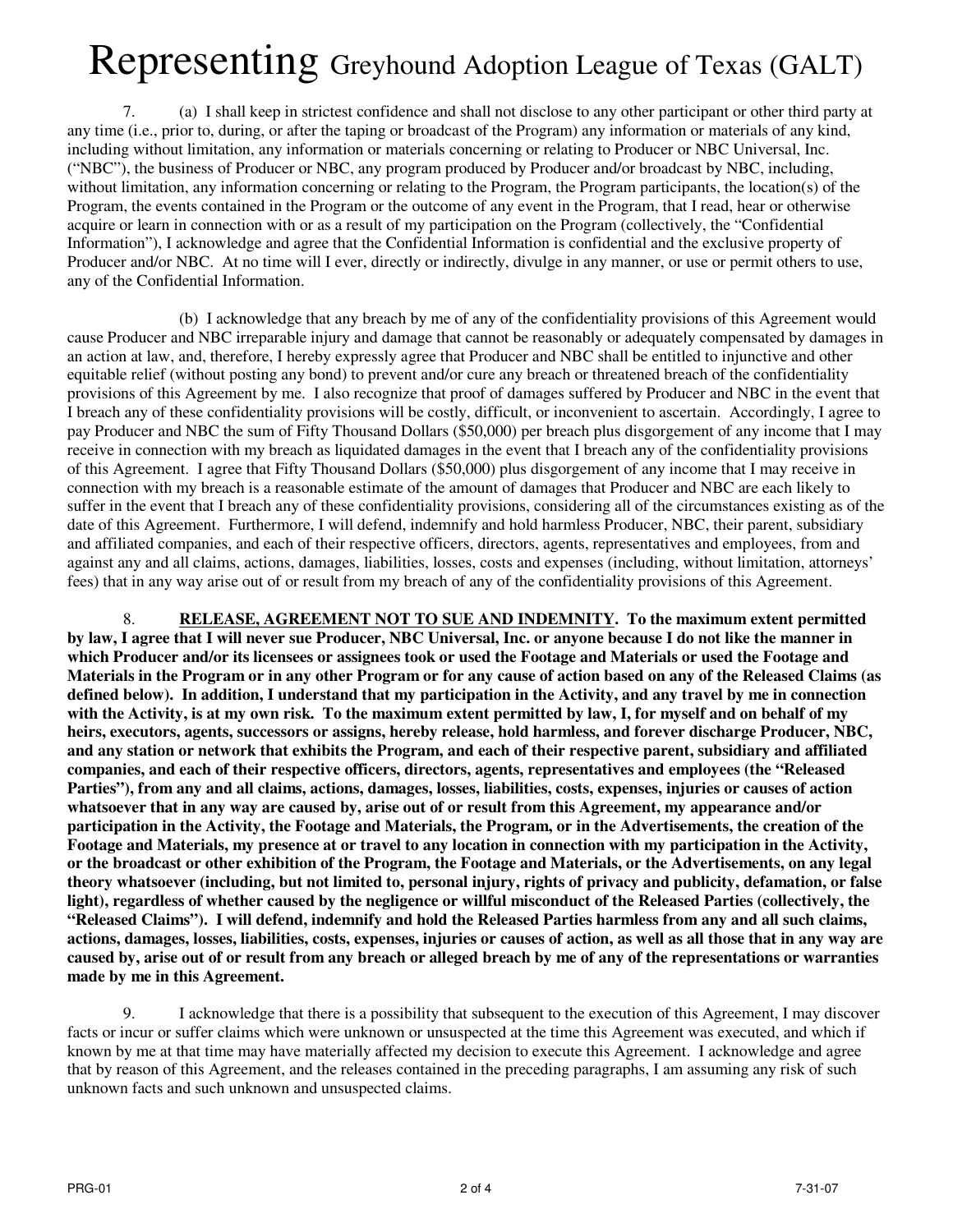# Representing Greyhound Adoption League of Texas (GALT)

7. (a) I shall keep in strictest confidence and shall not disclose to any other participant or other third party at any time (i.e., prior to, during, or after the taping or broadcast of the Program) any information or materials of any kind, including without limitation, any information or materials concerning or relating to Producer or NBC Universal, Inc. ("NBC"), the business of Producer or NBC, any program produced by Producer and/or broadcast by NBC, including, without limitation, any information concerning or relating to the Program, the Program participants, the location(s) of the Program, the events contained in the Program or the outcome of any event in the Program, that I read, hear or otherwise acquire or learn in connection with or as a result of my participation on the Program (collectively, the "Confidential Information"), I acknowledge and agree that the Confidential Information is confidential and the exclusive property of Producer and/or NBC. At no time will I ever, directly or indirectly, divulge in any manner, or use or permit others to use, any of the Confidential Information.

(b) I acknowledge that any breach by me of any of the confidentiality provisions of this Agreement would cause Producer and NBC irreparable injury and damage that cannot be reasonably or adequately compensated by damages in an action at law, and, therefore, I hereby expressly agree that Producer and NBC shall be entitled to injunctive and other equitable relief (without posting any bond) to prevent and/or cure any breach or threatened breach of the confidentiality provisions of this Agreement by me. I also recognize that proof of damages suffered by Producer and NBC in the event that I breach any of these confidentiality provisions will be costly, difficult, or inconvenient to ascertain. Accordingly, I agree to pay Producer and NBC the sum of Fifty Thousand Dollars ($50,000) per breach plus disgorgement of any income that I may receive in connection with my breach as liquidated damages in the event that I breach any of the confidentiality provisions of this Agreement. I agree that Fifty Thousand Dollars ($50,000) plus disgorgement of any income that I may receive in connection with my breach is a reasonable estimate of the amount of damages that Producer and NBC are each likely to suffer in the event that I breach any of these confidentiality provisions, considering all of the circumstances existing as of the date of this Agreement. Furthermore, I will defend, indemnify and hold harmless Producer, NBC, their parent, subsidiary and affiliated companies, and each of their respective officers, directors, agents, representatives and employees, from and against any and all claims, actions, damages, liabilities, losses, costs and expenses (including, without limitation, attorneys' fees) that in any way arise out of or result from my breach of any of the confidentiality provisions of this Agreement.

8. **<u>RELEASE, AGREEMENT NOT TO SUE AND INDEMNITY</u>. To the maximum extent permitted by law, I agree that I will never sue Producer, NBC Universal, Inc. or anyone because I do not like the manner in which Producer and/or its licensees or assignees took or used the Footage and Materials or used the Footage and Materials in the Program or in any other Program or for any cause of action based on any of the Released Claims (as defined below). In addition, I understand that my participation in the Activity, and any travel by me in connection with the Activity, is at my own risk. To the maximum extent permitted by law, I, for myself and on behalf of my heirs, executors, agents, successors or assigns, hereby release, hold harmless, and forever discharge Producer, NBC, and any station or network that exhibits the Program, and each of their respective parent, subsidiary and affiliated companies, and each of their respective officers, directors, agents, representatives and employees (the "Released Parties"), from any and all claims, actions, damages, losses, liabilities, costs, expenses, injuries or causes of action whatsoever that in any way are caused by, arise out of or result from this Agreement, my appearance and/or participation in the Activity, the Footage and Materials, the Program, or in the Advertisements, the creation of the Footage and Materials, my presence at or travel to any location in connection with my participation in the Activity, or the broadcast or other exhibition of the Program, the Footage and Materials, or the Advertisements, on any legal theory whatsoever (including, but not limited to, personal injury, rights of privacy and publicity, defamation, or false light), regardless of whether caused by the negligence or willful misconduct of the Released Parties (collectively, the "Released Claims"). I will defend, indemnify and hold the Released Parties harmless from any and all such claims, actions, damages, losses, liabilities, costs, expenses, injuries or causes of action, as well as all those that in any way are caused by, arise out of or result from any breach or alleged breach by me of any of the representations or warranties made by me in this Agreement.**

9. I acknowledge that there is a possibility that subsequent to the execution of this Agreement, I may discover facts or incur or suffer claims which were unknown or unsuspected at the time this Agreement was executed, and which if known by me at that time may have materially affected my decision to execute this Agreement. I acknowledge and agree that by reason of this Agreement, and the releases contained in the preceding paragraphs, I am assuming any risk of such unknown facts and such unknown and unsuspected claims.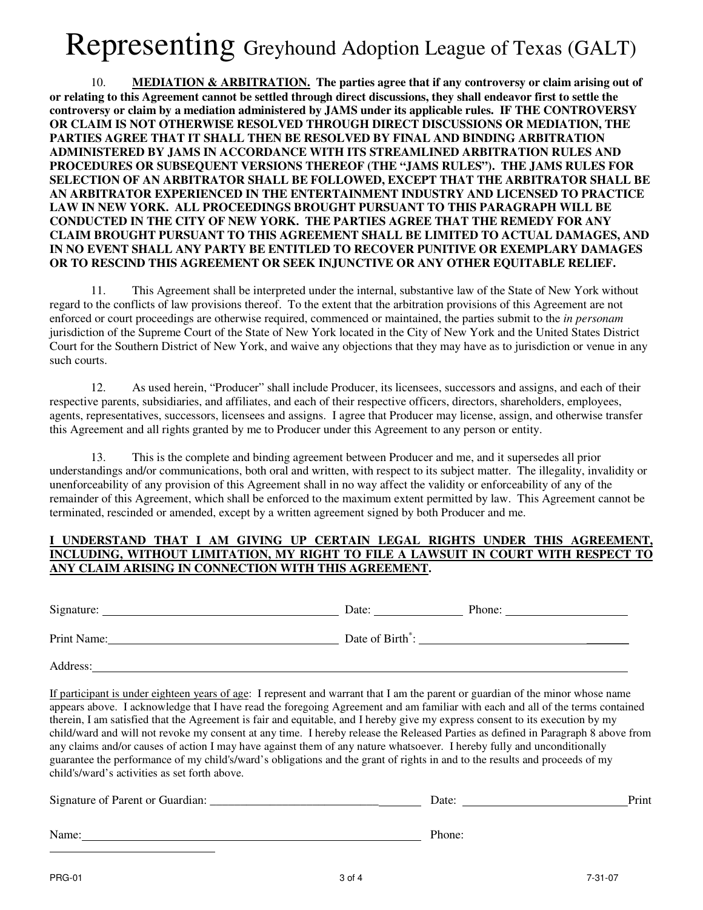# Representing Greyhound Adoption League of Texas (GALT)

10. **MEDIATION & ARBITRATION. The parties agree that if any controversy or claim arising out of or relating to this Agreement cannot be settled through direct discussions, they shall endeavor first to settle the controversy or claim by a mediation administered by JAMS under its applicable rules. IF THE CONTROVERSY OR CLAIM IS NOT OTHERWISE RESOLVED THROUGH DIRECT DISCUSSIONS OR MEDIATION, THE PARTIES AGREE THAT IT SHALL THEN BE RESOLVED BY FINAL AND BINDING ARBITRATION ADMINISTERED BY JAMS IN ACCORDANCE WITH ITS STREAMLINED ARBITRATION RULES AND PROCEDURES OR SUBSEQUENT VERSIONS THEREOF (THE "JAMS RULES"). THE JAMS RULES FOR SELECTION OF AN ARBITRATOR SHALL BE FOLLOWED, EXCEPT THAT THE ARBITRATOR SHALL BE AN ARBITRATOR EXPERIENCED IN THE ENTERTAINMENT INDUSTRY AND LICENSED TO PRACTICE LAW IN NEW YORK. ALL PROCEEDINGS BROUGHT PURSUANT TO THIS PARAGRAPH WILL BE CONDUCTED IN THE CITY OF NEW YORK. THE PARTIES AGREE THAT THE REMEDY FOR ANY CLAIM BROUGHT PURSUANT TO THIS AGREEMENT SHALL BE LIMITED TO ACTUAL DAMAGES, AND IN NO EVENT SHALL ANY PARTY BE ENTITLED TO RECOVER PUNITIVE OR EXEMPLARY DAMAGES OR TO RESCIND THIS AGREEMENT OR SEEK INJUNCTIVE OR ANY OTHER EQUITABLE RELIEF.**

11. This Agreement shall be interpreted under the internal, substantive law of the State of New York without regard to the conflicts of law provisions thereof. To the extent that the arbitration provisions of this Agreement are not enforced or court proceedings are otherwise required, commenced or maintained, the parties submit to the *in personam* jurisdiction of the Supreme Court of the State of New York located in the City of New York and the United States District Court for the Southern District of New York, and waive any objections that they may have as to jurisdiction or venue in any such courts.

12. As used herein, "Producer" shall include Producer, its licensees, successors and assigns, and each of their respective parents, subsidiaries, and affiliates, and each of their respective officers, directors, shareholders, employees, agents, representatives, successors, licensees and assigns. I agree that Producer may license, assign, and otherwise transfer this Agreement and all rights granted by me to Producer under this Agreement to any person or entity.

13. This is the complete and binding agreement between Producer and me, and it supersedes all prior understandings and/or communications, both oral and written, with respect to its subject matter. The illegality, invalidity or unenforceability of any provision of this Agreement shall in no way affect the validity or enforceability of any of the remainder of this Agreement, which shall be enforced to the maximum extent permitted by law. This Agreement cannot be terminated, rescinded or amended, except by a written agreement signed by both Producer and me.

**<u>I UNDERSTAND THAT I AM GIVING UP CERTAIN LEGAL RIGHTS UNDER THIS AGREEMENT, INCLUDING, WITHOUT LIMITATION, MY RIGHT TO FILE A LAWSUIT IN COURT WITH RESPECT TO ANY CLAIM ARISING IN CONNECTION WITH THIS AGREEMENT</u>.**

Signature: ______________________________ Date: ____________ Phone: ________________

Print Name: ______________________________ Date of Birth*: ______________________________

Address: ____________________________________________________________________________

<u>If participant is under eighteen years of age</u>: I represent and warrant that I am the parent or guardian of the minor whose name appears above. I acknowledge that I have read the foregoing Agreement and am familiar with each and all of the terms contained therein, I am satisfied that the Agreement is fair and equitable, and I hereby give my express consent to its execution by my child/ward and will not revoke my consent at any time. I hereby release the Released Parties as defined in Paragraph 8 above from any claims and/or causes of action I may have against them of any nature whatsoever. I hereby fully and unconditionally guarantee the performance of my child's/ward's obligations and the grant of rights in and to the results and proceeds of my child's/ward's activities as set forth above.

Signature of Parent or Guardian: ______________________________ Date: ______________________ Print

Name: ______________________________________________________ Phone: ______________________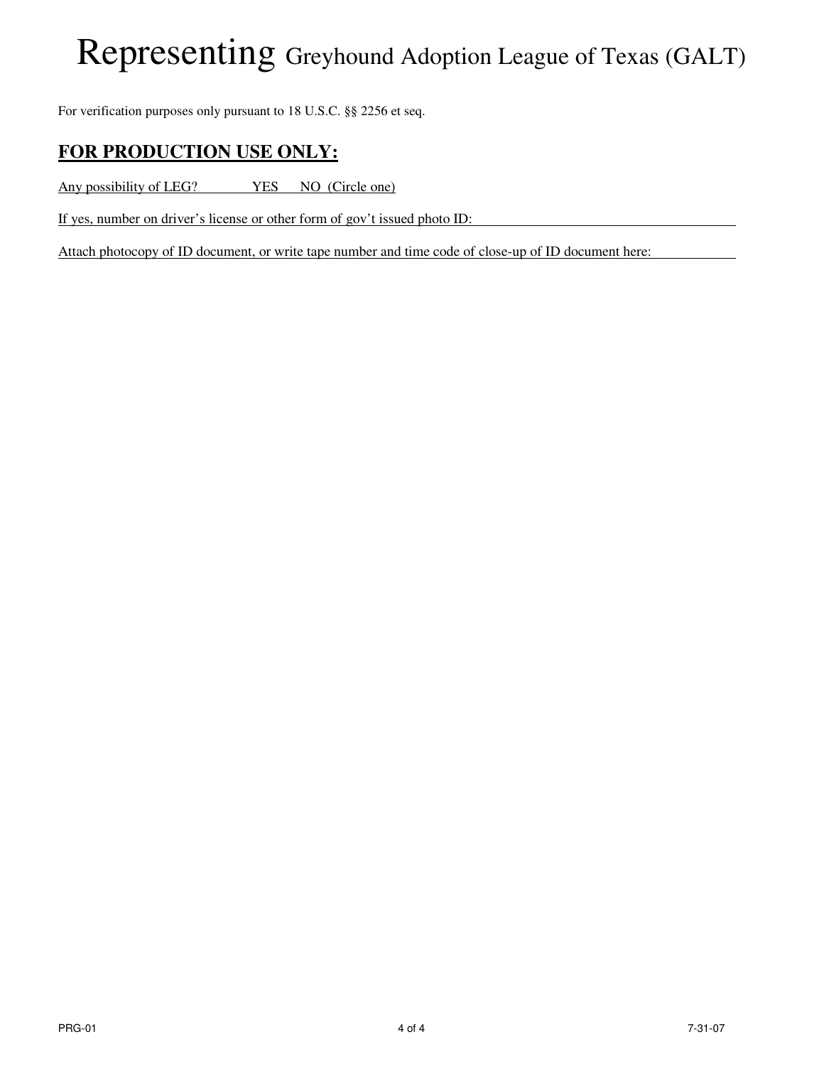# Representing Greyhound Adoption League of Texas (GALT)

For verification purposes only pursuant to 18 U.S.C. §§ 2256 et seq.

## FOR PRODUCTION USE ONLY:

Any possibility of LEG? YES NO (Circle one)

If yes, number on driver's license or other form of gov't issued photo ID: ______________________________

Attach photocopy of ID document, or write tape number and time code of close-up of ID document here: __________

PRG-01 7-31-07